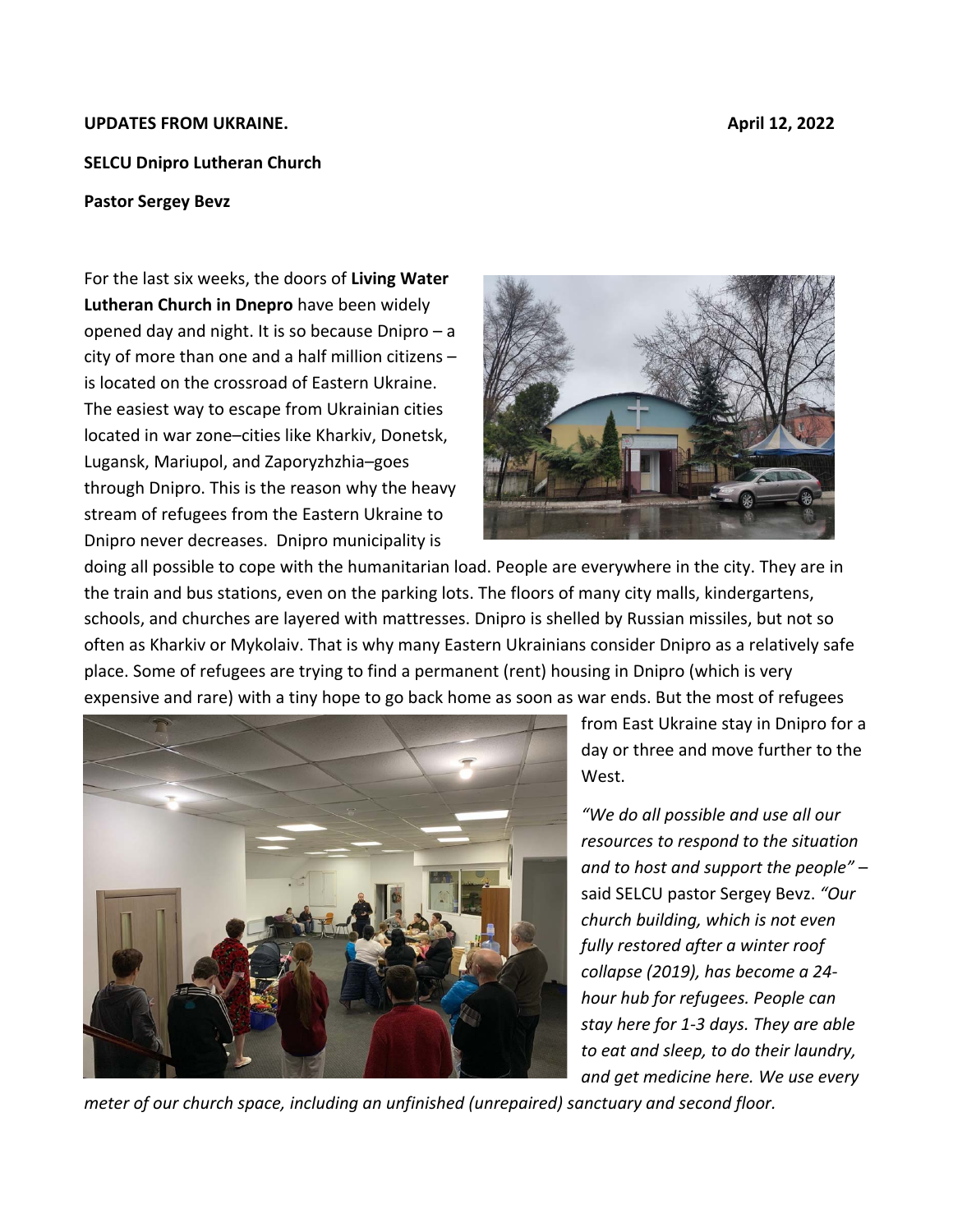**UPDATES FROM UKRAINE.** **April 12, 2022**

**SELCU Dnipro Lutheran Church**

**Pastor Sergey Bevz**

For the last six weeks, the doors of **Living Water Lutheran Church in Dnepro** have been widely opened day and night. It is so because Dnipro – a city of more than one and a half million citizens – is located on the crossroad of Eastern Ukraine. The easiest way to escape from Ukrainian cities located in war zone–cities like Kharkiv, Donetsk, Lugansk, Mariupol, and Zaporyzhzhia–goes through Dnipro. This is the reason why the heavy stream of refugees from the Eastern Ukraine to Dnipro never decreases. Dnipro municipality is doing all possible to cope with the humanitarian load. People are everywhere in the city. They are in the train and bus stations, even on the parking lots. The floors of many city malls, kindergartens, schools, and churches are layered with mattresses. Dnipro is shelled by Russian missiles, but not so often as Kharkiv or Mykolaiv. That is why many Eastern Ukrainians consider Dnipro as a relatively safe place. Some of refugees are trying to find a permanent (rent) housing in Dnipro (which is very expensive and rare) with a tiny hope to go back home as soon as war ends. But the most of refugees from East Ukraine stay in Dnipro for a day or three and move further to the West.

*"We do all possible and use all our resources to respond to the situation and to host and support the people"* – said SELCU pastor Sergey Bevz. *"Our church building, which is not even fully restored after a winter roof collapse (2019), has become a 24-hour hub for refugees. People can stay here for 1-3 days. They are able to eat and sleep, to do their laundry, and get medicine here. We use every meter of our church space, including an unfinished (unrepaired) sanctuary and second floor.*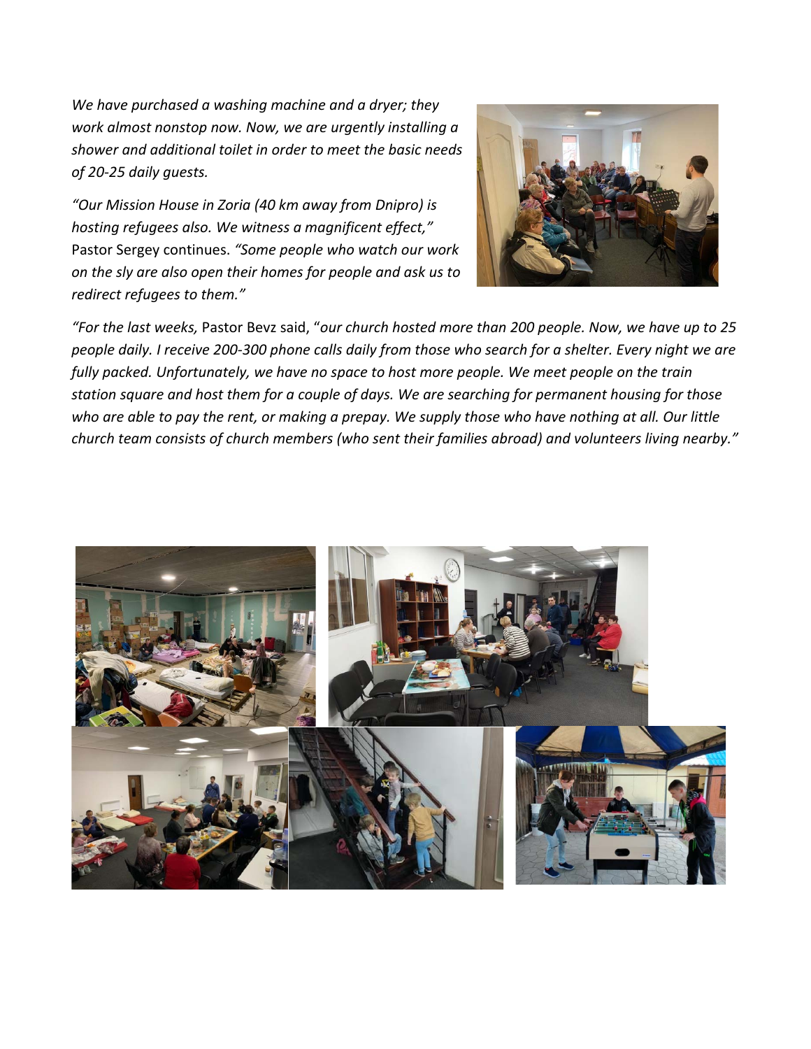*We have purchased a washing machine and a dryer; they work almost nonstop now. Now, we are urgently installing a shower and additional toilet in order to meet the basic needs of 20-25 daily guests.*

*"Our Mission House in Zoria (40 km away from Dnipro) is hosting refugees also. We witness a magnificent effect,"* Pastor Sergey continues. *"Some people who watch our work on the sly are also open their homes for people and ask us to redirect refugees to them."*

*"For the last weeks,* Pastor Bevz said, "*our church hosted more than 200 people. Now, we have up to 25 people daily. I receive 200-300 phone calls daily from those who search for a shelter. Every night we are fully packed. Unfortunately, we have no space to host more people. We meet people on the train station square and host them for a couple of days. We are searching for permanent housing for those who are able to pay the rent, or making a prepay. We supply those who have nothing at all. Our little church team consists of church members (who sent their families abroad) and volunteers living nearby."*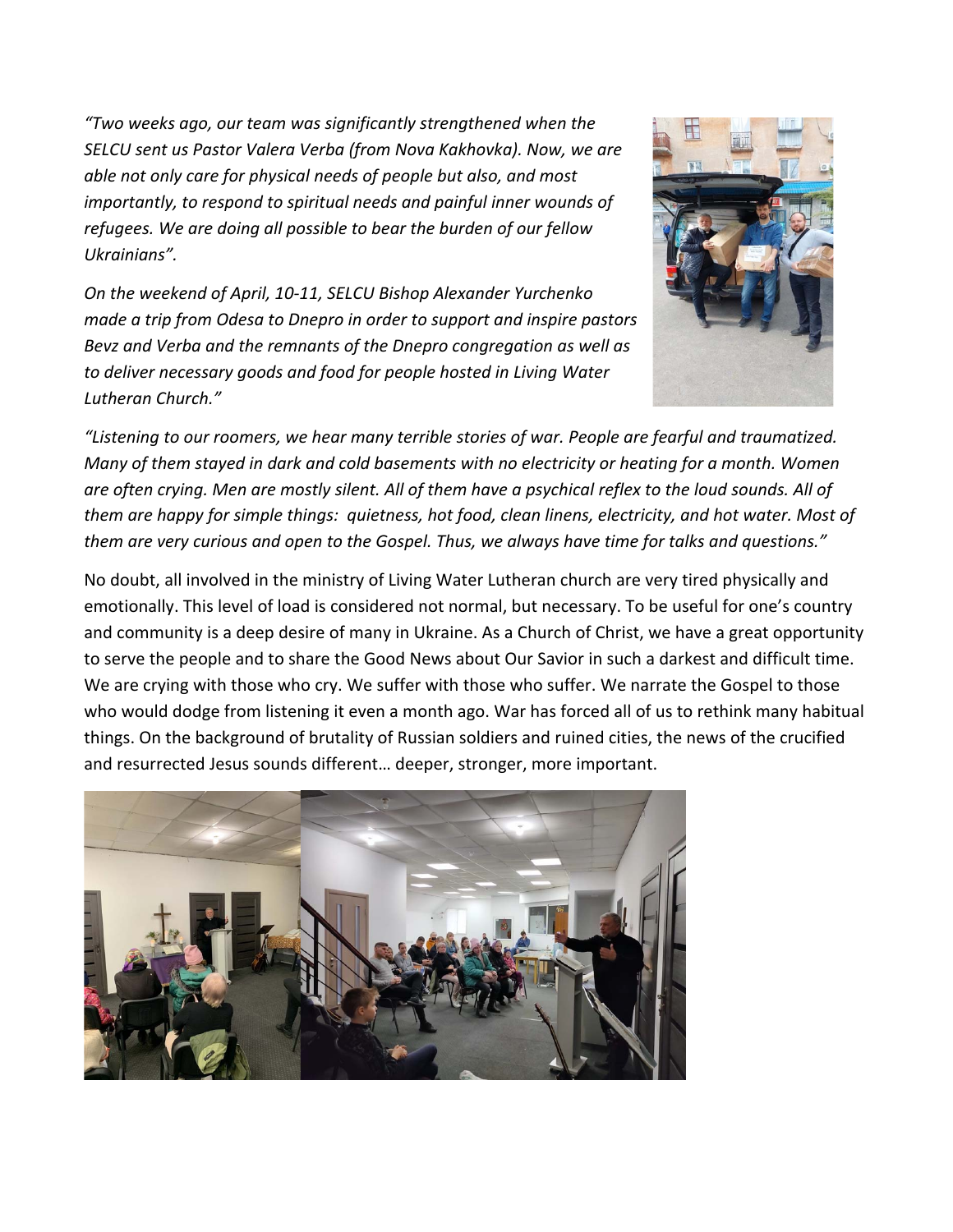*"Two weeks ago, our team was significantly strengthened when the SELCU sent us Pastor Valera Verba (from Nova Kakhovka). Now, we are able not only care for physical needs of people but also, and most importantly, to respond to spiritual needs and painful inner wounds of refugees. We are doing all possible to bear the burden of our fellow Ukrainians".*

*On the weekend of April, 10-11, SELCU Bishop Alexander Yurchenko made a trip from Odesa to Dnepro in order to support and inspire pastors Bevz and Verba and the remnants of the Dnepro congregation as well as to deliver necessary goods and food for people hosted in Living Water Lutheran Church."*

*"Listening to our roomers, we hear many terrible stories of war. People are fearful and traumatized. Many of them stayed in dark and cold basements with no electricity or heating for a month. Women are often crying. Men are mostly silent. All of them have a psychical reflex to the loud sounds. All of them are happy for simple things: quietness, hot food, clean linens, electricity, and hot water. Most of them are very curious and open to the Gospel. Thus, we always have time for talks and questions."*

No doubt, all involved in the ministry of Living Water Lutheran church are very tired physically and emotionally. This level of load is considered not normal, but necessary. To be useful for one's country and community is a deep desire of many in Ukraine. As a Church of Christ, we have a great opportunity to serve the people and to share the Good News about Our Savior in such a darkest and difficult time. We are crying with those who cry. We suffer with those who suffer. We narrate the Gospel to those who would dodge from listening it even a month ago. War has forced all of us to rethink many habitual things. On the background of brutality of Russian soldiers and ruined cities, the news of the crucified and resurrected Jesus sounds different… deeper, stronger, more important.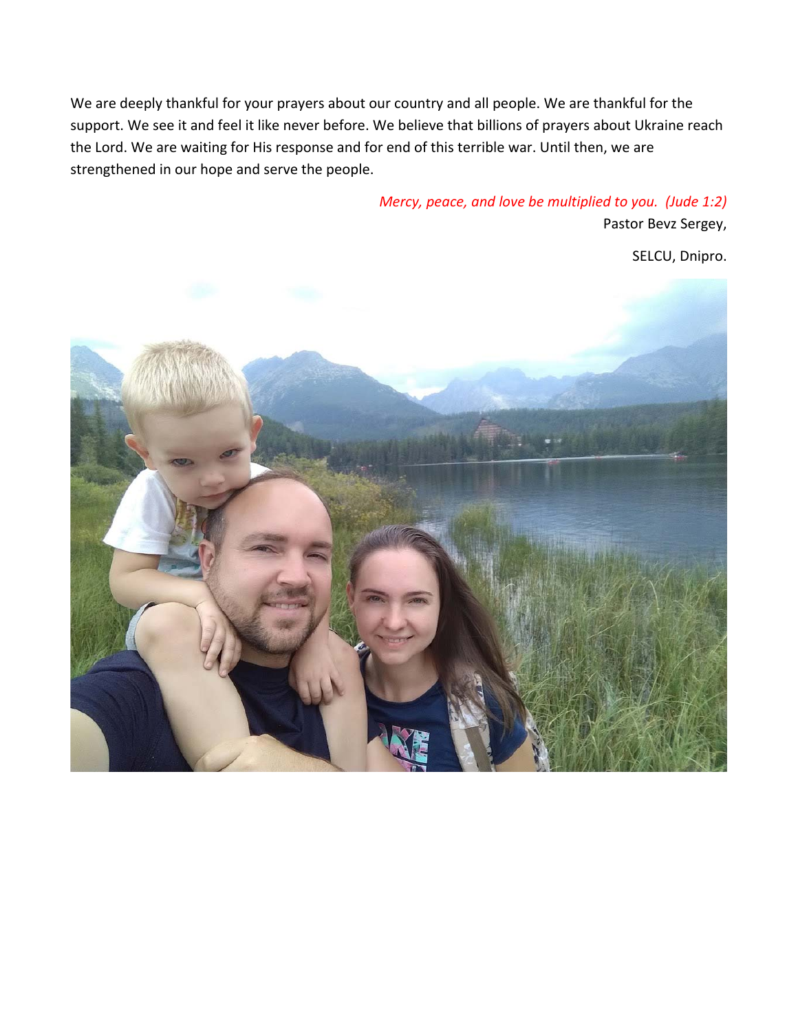We are deeply thankful for your prayers about our country and all people. We are thankful for the support. We see it and feel it like never before. We believe that billions of prayers about Ukraine reach the Lord. We are waiting for His response and for end of this terrible war. Until then, we are strengthened in our hope and serve the people.

*Mercy, peace, and love be multiplied to you. (Jude 1:2)*

Pastor Bevz Sergey,

SELCU, Dnipro.